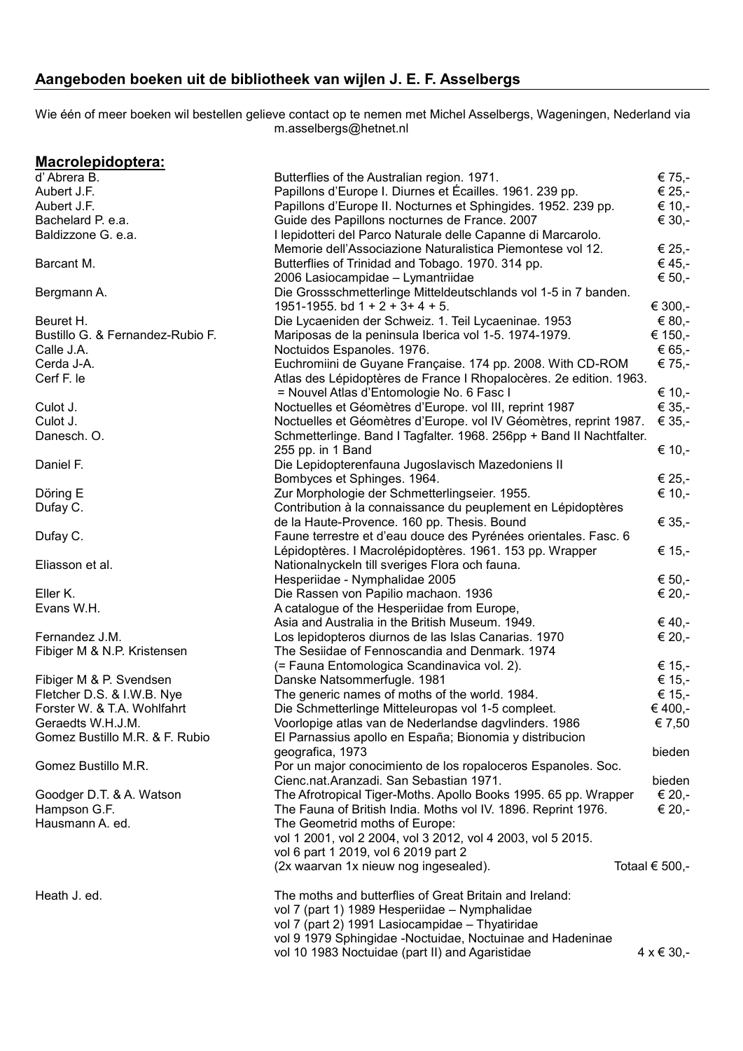## Aangeboden boeken uit de bibliotheek van wijlen J. E. F. Asselbergs

Wie één of meer boeken wil bestellen gelieve contact op te nemen met Michel Asselbergs, Wageningen, Nederland via m.asselbergs@hetnet.nl

### Macrolepidoptera:

| Auteur | Titel | Prijs |
|---|---|---|
| d' Abrera B. | Butterflies of the Australian region. 1971. | € 75,- |
| Aubert J.F. | Papillons d'Europe I. Diurnes et Écailles. 1961. 239 pp. | € 25,- |
| Aubert J.F. | Papillons d'Europe II. Nocturnes et Sphingides. 1952. 239 pp. | € 10,- |
| Bachelard P. e.a. | Guide des Papillons nocturnes de France. 2007 | € 30,- |
| Baldizzone G. e.a. | I lepidotteri del Parco Naturale delle Capanne di Marcarolo. Memorie dell'Associazione Naturalistica Piemontese vol 12. | € 25,- |
| Barcant M. | Butterflies of Trinidad and Tobago. 1970. 314 pp. | € 45,- |
| | 2006 Lasiocampidae – Lymantriidae | € 50,- |
| Bergmann A. | Die Grossschmetterlinge Mitteldeutschlands vol 1-5 in 7 banden. 1951-1955. bd 1 + 2 + 3+ 4 + 5. | € 300,- |
| Beuret H. | Die Lycaeniden der Schweiz. 1. Teil Lycaeninae. 1953 | € 80,- |
| Bustillo G. & Fernandez-Rubio F. | Mariposas de la peninsula Iberica vol 1-5. 1974-1979. | € 150,- |
| Calle J.A. | Noctuidos Espanoles. 1976. | € 65,- |
| Cerda J-A. | Euchromiini de Guyane Française. 174 pp. 2008. With CD-ROM | € 75,- |
| Cerf F. le | Atlas des Lépidoptères de France I Rhopalocères. 2e edition. 1963. = Nouvel Atlas d'Entomologie No. 6 Fasc I | € 10,- |
| Culot J. | Noctuelles et Géomètres d'Europe. vol III, reprint 1987 | € 35,- |
| Culot J. | Noctuelles et Géomètres d'Europe. vol IV Géomètres, reprint 1987. | € 35,- |
| Danesch. O. | Schmetterlinge. Band I Tagfalter. 1968. 256pp + Band II Nachtfalter. 255 pp. in 1 Band | € 10,- |
| Daniel F. | Die Lepidopterenfauna Jugoslavisch Mazedoniens II Bombyces et Sphinges. 1964. | € 25,- |
| Döring E | Zur Morphologie der Schmetterlingseier. 1955. | € 10,- |
| Dufay C. | Contribution à la connaissance du peuplement en Lépidoptères de la Haute-Provence. 160 pp. Thesis. Bound | € 35,- |
| Dufay C. | Faune terrestre et d'eau douce des Pyrénées orientales. Fasc. 6 Lépidoptères. I Macrolépidoptères. 1961. 153 pp. Wrapper | € 15,- |
| Eliasson et al. | Nationalnyckeln till sveriges Flora och fauna. Hesperiidae - Nymphalidae 2005 | € 50,- |
| Eller K. | Die Rassen von Papilio machaon. 1936 | € 20,- |
| Evans W.H. | A catalogue of the Hesperiidae from Europe, Asia and Australia in the British Museum. 1949. | € 40,- |
| Fernandez J.M. | Los lepidopteros diurnos de las Islas Canarias. 1970 | € 20,- |
| Fibiger M & N.P. Kristensen | The Sesiidae of Fennoscandia and Denmark. 1974 (= Fauna Entomologica Scandinavica vol. 2). | € 15,- |
| Fibiger M & P. Svendsen | Danske Natsommerfugle. 1981 | € 15,- |
| Fletcher D.S. & I.W.B. Nye | The generic names of moths of the world. 1984. | € 15,- |
| Forster W. & T.A. Wohlfahrt | Die Schmetterlinge Mitteleuropas vol 1-5 compleet. | € 400,- |
| Geraedts W.H.J.M. | Voorlopige atlas van de Nederlandse dagvlinders. 1986 | € 7,50 |
| Gomez Bustillo M.R. & F. Rubio | El Parnassius apollo en España; Bionomia y distribucion geografica, 1973 | bieden |
| Gomez Bustillo M.R. | Por un major conocimiento de los ropaloceros Espanoles. Soc. Cienc.nat.Aranzadi. San Sebastian 1971. | bieden |
| Goodger D.T. & A. Watson | The Afrotropical Tiger-Moths. Apollo Books 1995. 65 pp. Wrapper | € 20,- |
| Hampson G.F. | The Fauna of British India. Moths vol IV. 1896. Reprint 1976. | € 20,- |
| Hausmann A. ed. | The Geometrid moths of Europe: vol 1 2001, vol 2 2004, vol 3 2012, vol 4 2003, vol 5 2015. vol 6 part 1 2019, vol 6 2019 part 2 (2x waarvan 1x nieuw nog ingesealed). | Totaal € 500,- |
| Heath J. ed. | The moths and butterflies of Great Britain and Ireland: vol 7 (part 1) 1989 Hesperiidae – Nymphalidae; vol 7 (part 2) 1991 Lasiocampidae – Thyatiridae; vol 9 1979 Sphingidae -Noctuidae, Noctuinae and Hadeninae; vol 10 1983 Noctuidae (part II) and Agaristidae | 4 x € 30,- |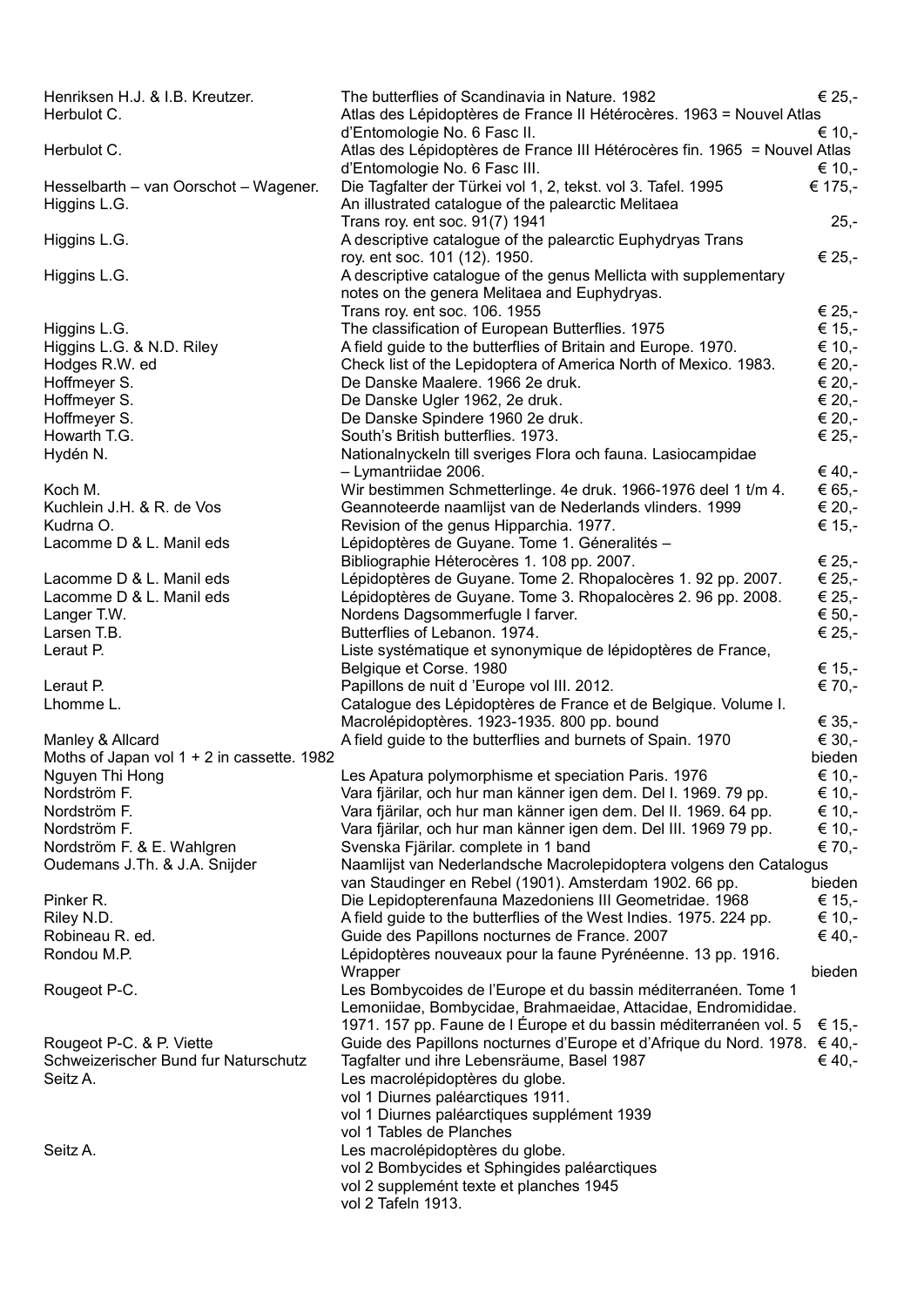| Author | Title | Price |
|---|---|---|
| Henriksen H.J. & I.B. Kreutzer. | The butterflies of Scandinavia in Nature. 1982 | € 25,- |
| Herbulot C. | Atlas des Lépidoptères de France II Hétérocères. 1963 = Nouvel Atlas d'Entomologie No. 6 Fasc II. | € 10,- |
| Herbulot C. | Atlas des Lépidoptères de France III Hétérocères fin. 1965 = Nouvel Atlas d'Entomologie No. 6 Fasc III. | € 10,- |
| Hesselbarth – van Oorschot – Wagener. | Die Tagfalter der Türkei vol 1, 2, tekst. vol 3. Tafel. 1995 | € 175,- |
| Higgins L.G. | An illustrated catalogue of the palearctic Melitaea Trans roy. ent soc. 91(7) 1941 | 25,- |
| Higgins L.G. | A descriptive catalogue of the palearctic Euphydryas Trans roy. ent soc. 101 (12). 1950. | € 25,- |
| Higgins L.G. | A descriptive catalogue of the genus Mellicta with supplementary notes on the genera Melitaea and Euphydryas. Trans roy. ent soc. 106. 1955 | € 25,- |
| Higgins L.G. | The classification of European Butterflies. 1975 | € 15,- |
| Higgins L.G. & N.D. Riley | A field guide to the butterflies of Britain and Europe. 1970. | € 10,- |
| Hodges R.W. ed | Check list of the Lepidoptera of America North of Mexico. 1983. | € 20,- |
| Hoffmeyer S. | De Danske Maalere. 1966 2e druk. | € 20,- |
| Hoffmeyer S. | De Danske Ugler 1962, 2e druk. | € 20,- |
| Hoffmeyer S. | De Danske Spindere 1960 2e druk. | € 20,- |
| Howarth T.G. | South's British butterflies. 1973. | € 25,- |
| Hydén N. | Nationalnyckeln till sveriges Flora och fauna. Lasiocampidae – Lymantriidae 2006. | € 40,- |
| Koch M. | Wir bestimmen Schmetterlinge. 4e druk. 1966-1976 deel 1 t/m 4. | € 65,- |
| Kuchlein J.H. & R. de Vos | Geannoteerde naamlijst van de Nederlands vlinders. 1999 | € 20,- |
| Kudrna O. | Revision of the genus Hipparchia. 1977. | € 15,- |
| Lacomme D & L. Manil eds | Lépidoptères de Guyane. Tome 1. Géneralités – Bibliographie Héterocères 1. 108 pp. 2007. | € 25,- |
| Lacomme D & L. Manil eds | Lépidoptères de Guyane. Tome 2. Rhopalocères 1. 92 pp. 2007. | € 25,- |
| Lacomme D & L. Manil eds | Lépidoptères de Guyane. Tome 3. Rhopalocères 2. 96 pp. 2008. | € 25,- |
| Langer T.W. | Nordens Dagsommerfugle I farver. | € 50,- |
| Larsen T.B. | Butterflies of Lebanon. 1974. | € 25,- |
| Leraut P. | Liste systématique et synonymique de lépidoptères de France, Belgique et Corse. 1980 | € 15,- |
| Leraut P. | Papillons de nuit d 'Europe vol III. 2012. | € 70,- |
| Lhomme L. | Catalogue des Lépidoptères de France et de Belgique. Volume I. Macrolépidoptères. 1923-1935. 800 pp. bound | € 35,- |
| Manley & Allcard | A field guide to the butterflies and burnets of Spain. 1970 | € 30,- |
| Moths of Japan vol 1 + 2 in cassette. 1982 | | bieden |
| Nguyen Thi Hong | Les Apatura polymorphisme et speciation Paris. 1976 | € 10,- |
| Nordström F. | Vara fjärilar, och hur man känner igen dem. Del I. 1969. 79 pp. | € 10,- |
| Nordström F. | Vara fjärilar, och hur man känner igen dem. Del II. 1969. 64 pp. | € 10,- |
| Nordström F. | Vara fjärilar, och hur man känner igen dem. Del III. 1969 79 pp. | € 10,- |
| Nordström F. & E. Wahlgren | Svenska Fjärilar. complete in 1 band | € 70,- |
| Oudemans J.Th. & J.A. Snijder | Naamlijst van Nederlandsche Macrolepidoptera volgens den Catalogus van Staudinger en Rebel (1901). Amsterdam 1902. 66 pp. | bieden |
| Pinker R. | Die Lepidopterenfauna Mazedoniens III Geometridae. 1968 | € 15,- |
| Riley N.D. | A field guide to the butterflies of the West Indies. 1975. 224 pp. | € 10,- |
| Robineau R. ed. | Guide des Papillons nocturnes de France. 2007 | € 40,- |
| Rondou M.P. | Lépidoptères nouveaux pour la faune Pyrénéenne. 13 pp. 1916. Wrapper | bieden |
| Rougeot P-C. | Les Bombycoides de l'Europe et du bassin méditerranéen. Tome 1 Lemoniidae, Bombycidae, Brahmaeidae, Attacidae, Endromididae. 1971. 157 pp. Faune de l Éurope et du bassin méditerranéen vol. 5 | € 15,- |
| Rougeot P-C. & P. Viette | Guide des Papillons nocturnes d'Europe et d'Afrique du Nord. 1978. | € 40,- |
| Schweizerischer Bund fur Naturschutz | Tagfalter und ihre Lebensräume, Basel 1987 | € 40,- |
| Seitz A. | Les macrolépidoptères du globe. vol 1 Diurnes paléarctiques 1911. vol 1 Diurnes paléarctiques supplément 1939 vol 1 Tables de Planches | |
| Seitz A. | Les macrolépidoptères du globe. vol 2 Bombycides et Sphingides paléarctiques vol 2 supplemént texte et planches 1945 vol 2 Tafeln 1913. | |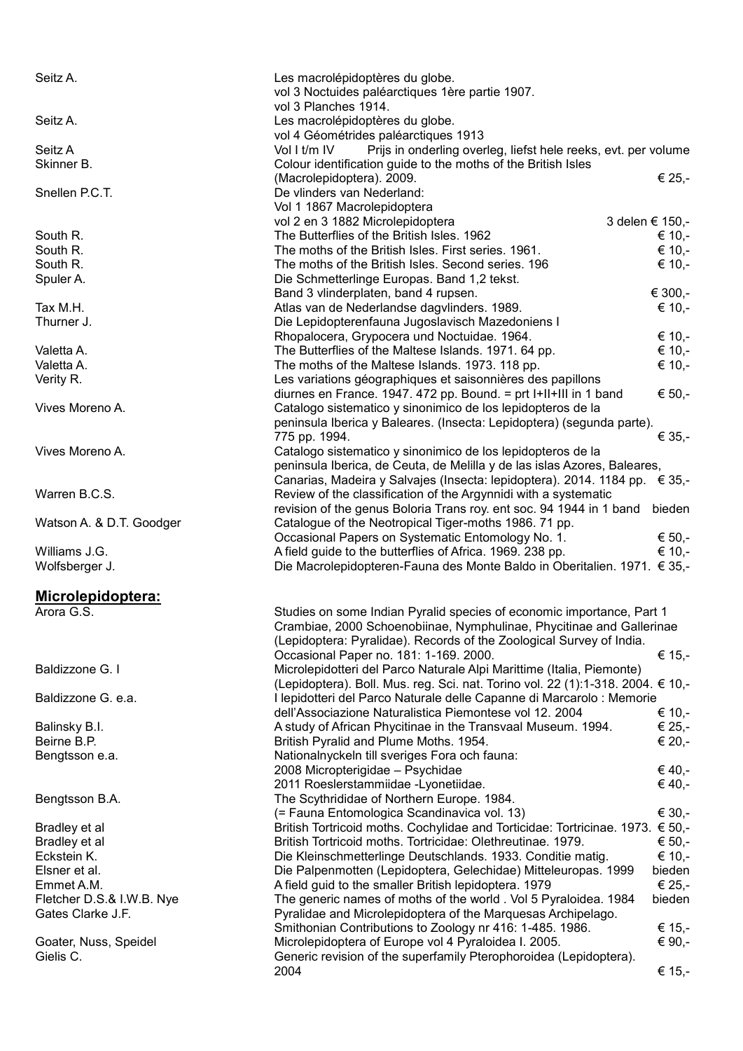| Author | Title | Price |
|---|---|---|
| Seitz A. | Les macrolépidoptères du globe.<br>vol 3 Noctuides paléarctiques 1ère partie 1907.<br>vol 3 Planches 1914. | |
| Seitz A. | Les macrolépidoptères du globe.<br>vol 4 Géométrides paléarctiques 1913 | |
| Seitz A | Vol I t/m IV Prijs in onderling overleg, liefst hele reeks, evt. per volume | |
| Skinner B. | Colour identification guide to the moths of the British Isles (Macrolepidoptera). 2009. | € 25,- |
| Snellen P.C.T. | De vlinders van Nederland:<br>Vol 1 1867 Macrolepidoptera<br>vol 2 en 3 1882 Microlepidoptera | 3 delen € 150,- |
| South R. | The Butterflies of the British Isles. 1962 | € 10,- |
| South R. | The moths of the British Isles. First series. 1961. | € 10,- |
| South R. | The moths of the British Isles. Second series. 196 | € 10,- |
| Spuler A. | Die Schmetterlinge Europas. Band 1,2 tekst.<br>Band 3 vlinderplaten, band 4 rupsen. | € 300,- |
| Tax M.H. | Atlas van de Nederlandse dagvlinders. 1989. | € 10,- |
| Thurner J. | Die Lepidopterenfauna Jugoslavisch Mazedoniens I<br>Rhopalocera, Grypocera und Noctuidae. 1964. | € 10,- |
| Valetta A. | The Butterflies of the Maltese Islands. 1971. 64 pp. | € 10,- |
| Valetta A. | The moths of the Maltese Islands. 1973. 118 pp. | € 10,- |
| Verity R. | Les variations géographiques et saisonnières des papillons diurnes en France. 1947. 472 pp. Bound. = prt I+II+III in 1 band | € 50,- |
| Vives Moreno A. | Catalogo sistematico y sinonimico de los lepidopteros de la peninsula Iberica y Baleares. (Insecta: Lepidoptera) (segunda parte). 775 pp. 1994. | € 35,- |
| Vives Moreno A. | Catalogo sistematico y sinonimico de los lepidopteros de la peninsula Iberica, de Ceuta, de Melilla y de las islas Azores, Baleares, Canarias, Madeira y Salvajes (Insecta: lepidoptera). 2014. 1184 pp. | € 35,- |
| Warren B.C.S. | Review of the classification of the Argynnidi with a systematic revision of the genus Boloria Trans roy. ent soc. 94 1944 in 1 band | bieden |
| Watson A. & D.T. Goodger | Catalogue of the Neotropical Tiger-moths 1986. 71 pp.<br>Occasional Papers on Systematic Entomology No. 1. | € 50,- |
| Williams J.G. | A field guide to the butterflies of Africa. 1969. 238 pp. | € 10,- |
| Wolfsberger J. | Die Macrolepidopteren-Fauna des Monte Baldo in Oberitalien. 1971. | € 35,- |

## Microlepidoptera:

| Author | Title | Price |
|---|---|---|
| Arora G.S. | Studies on some Indian Pyralid species of economic importance, Part 1 Crambiae, 2000 Schoenobiinae, Nymphulinae, Phycitinae and Gallerinae (Lepidoptera: Pyralidae). Records of the Zoological Survey of India. Occasional Paper no. 181: 1-169. 2000. | € 15,- |
| Baldizzone G. I | Microlepidotteri del Parco Naturale Alpi Marittime (Italia, Piemonte) (Lepidoptera). Boll. Mus. reg. Sci. nat. Torino vol. 22 (1):1-318. 2004. | € 10,- |
| Baldizzone G. e.a. | I lepidotteri del Parco Naturale delle Capanne di Marcarolo : Memorie dell'Associazione Naturalistica Piemontese vol 12. 2004 | € 10,- |
| Balinsky B.I. | A study of African Phycitinae in the Transvaal Museum. 1994. | € 25,- |
| Beirne B.P. | British Pyralid and Plume Moths. 1954. | € 20,- |
| Bengtsson e.a. | Nationalnyckeln till sveriges Fora och fauna:<br>2008 Micropterigidae – Psychidae | € 40,- |
| | 2011 Roeslerstammiidae -Lyonetiidae. | € 40,- |
| Bengtsson B.A. | The Scythrididae of Northern Europe. 1984.<br>(= Fauna Entomologica Scandinavica vol. 13) | € 30,- |
| Bradley et al | British Tortricoid moths. Cochylidae and Torticidae: Tortricinae. 1973. | € 50,- |
| Bradley et al | British Tortricoid moths. Tortricidae: Olethreutinae. 1979. | € 50,- |
| Eckstein K. | Die Kleinschmetterlinge Deutschlands. 1933. Conditie matig. | € 10,- |
| Elsner et al. | Die Palpenmotten (Lepidoptera, Gelechidae) Mitteleuropas. 1999 | bieden |
| Emmet A.M. | A field guid to the smaller British lepidoptera. 1979 | € 25,- |
| Fletcher D.S.& I.W.B. Nye | The generic names of moths of the world . Vol 5 Pyraloidea. 1984 | bieden |
| Gates Clarke J.F. | Pyralidae and Microlepidoptera of the Marquesas Archipelago. Smithonian Contributions to Zoology nr 416: 1-485. 1986. | € 15,- |
| Goater, Nuss, Speidel | Microlepidoptera of Europe vol 4 Pyraloidea I. 2005. | € 90,- |
| Gielis C. | Generic revision of the superfamily Pterophoroidea (Lepidoptera). 2004 | € 15,- |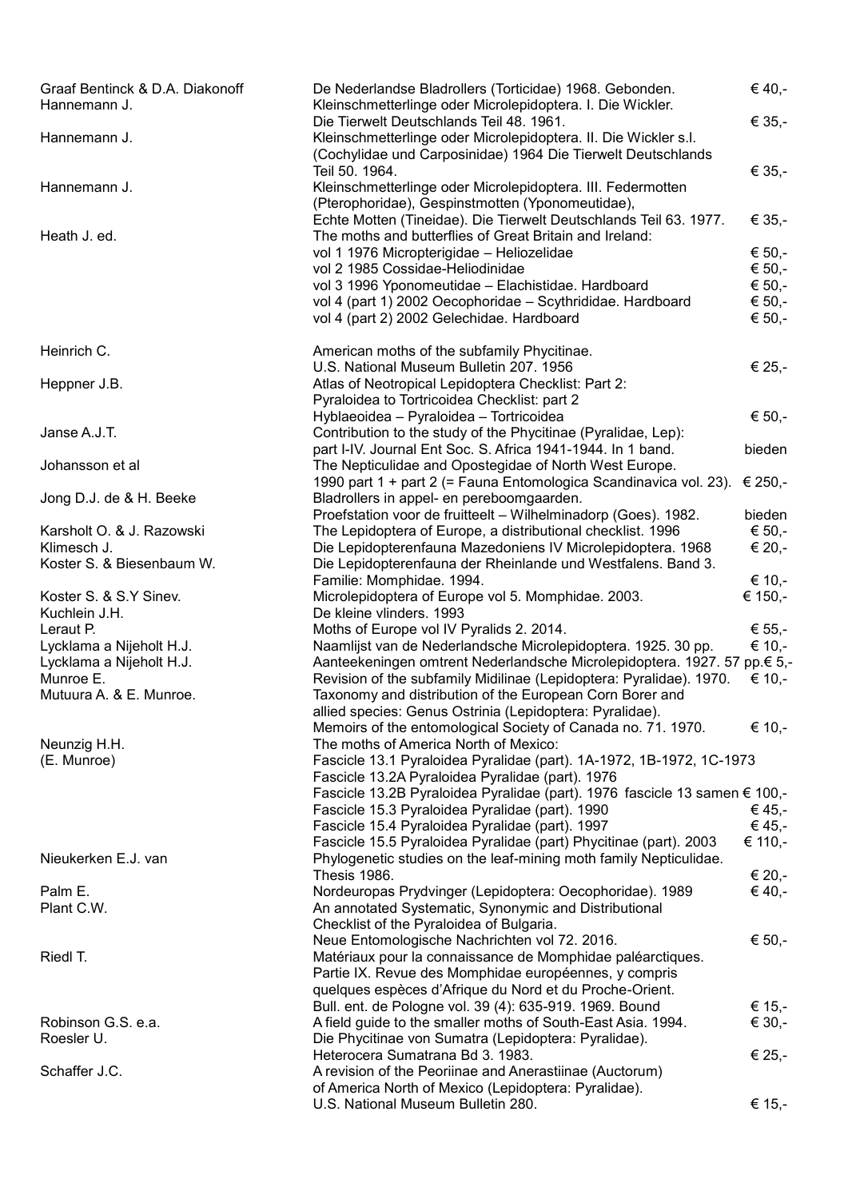| Author | Title | Price |
|---|---|---|
| Graaf Bentinck & D.A. Diakonoff | De Nederlandse Bladrollers (Torticidae) 1968. Gebonden. | € 40,- |
| Hannemann J. | Kleinschmetterlinge oder Microlepidoptera. I. Die Wickler. Die Tierwelt Deutschlands Teil 48. 1961. | € 35,- |
| Hannemann J. | Kleinschmetterlinge oder Microlepidoptera. II. Die Wickler s.l. (Cochylidae und Carposinidae) 1964 Die Tierwelt Deutschlands Teil 50. 1964. | € 35,- |
| Hannemann J. | Kleinschmetterlinge oder Microlepidoptera. III. Federmotten (Pterophoridae), Gespinstmotten (Yponomeutidae), Echte Motten (Tineidae). Die Tierwelt Deutschlands Teil 63. 1977. | € 35,- |
| Heath J. ed. | The moths and butterflies of Great Britain and Ireland: | |
| | vol 1 1976 Micropterigidae – Heliozelidae | € 50,- |
| | vol 2 1985 Cossidae-Heliodinidae | € 50,- |
| | vol 3 1996 Yponomeutidae – Elachistidae. Hardboard | € 50,- |
| | vol 4 (part 1) 2002 Oecophoridae – Scythrididae. Hardboard | € 50,- |
| | vol 4 (part 2) 2002 Gelechidae. Hardboard | € 50,- |
| Heinrich C. | American moths of the subfamily Phycitinae. U.S. National Museum Bulletin 207. 1956 | € 25,- |
| Heppner J.B. | Atlas of Neotropical Lepidoptera Checklist: Part 2: Pyraloidea to Tortricoidea Checklist: part 2 Hyblaeoidea – Pyraloidea – Tortricoidea | € 50,- |
| Janse A.J.T. | Contribution to the study of the Phycitinae (Pyralidae, Lep): part I-IV. Journal Ent Soc. S. Africa 1941-1944. In 1 band. | bieden |
| Johansson et al | The Nepticulidae and Opostegidae of North West Europe. 1990 part 1 + part 2 (= Fauna Entomologica Scandinavica vol. 23). | € 250,- |
| Jong D.J. de & H. Beeke | Bladrollers in appel- en pereboomgaarden. Proefstation voor de fruitteelt – Wilhelminadorp (Goes). 1982. | bieden |
| Karsholt O. & J. Razowski | The Lepidoptera of Europe, a distributional checklist. 1996 | € 50,- |
| Klimesch J. | Die Lepidopterenfauna Mazedoniens IV Microlepidoptera. 1968 | € 20,- |
| Koster S. & Biesenbaum W. | Die Lepidopterenfauna der Rheinlande und Westfalens. Band 3. Familie: Momphidae. 1994. | € 10,- |
| Koster S. & S.Y Sinev. | Microlepidoptera of Europe vol 5. Momphidae. 2003. | € 150,- |
| Kuchlein J.H. | De kleine vlinders. 1993 | |
| Leraut P. | Moths of Europe vol IV Pyralids 2. 2014. | € 55,- |
| Lycklama a Nijeholt H.J. | Naamlijst van de Nederlandsche Microlepidoptera. 1925. 30 pp. | € 10,- |
| Lycklama a Nijeholt H.J. | Aanteekeningen omtrent Nederlandsche Microlepidoptera. 1927. 57 pp. | € 5,- |
| Munroe E. | Revision of the subfamily Midilinae (Lepidoptera: Pyralidae). 1970. | € 10,- |
| Mutuura A. & E. Munroe. | Taxonomy and distribution of the European Corn Borer and allied species: Genus Ostrinia (Lepidoptera: Pyralidae). Memoirs of the entomological Society of Canada no. 71. 1970. | € 10,- |
| Neunzig H.H. (E. Munroe) | The moths of America North of Mexico: | |
| | Fascicle 13.1 Pyraloidea Pyralidae (part). 1A-1972, 1B-1972, 1C-1973 | |
| | Fascicle 13.2A Pyraloidea Pyralidae (part). 1976 | |
| | Fascicle 13.2B Pyraloidea Pyralidae (part). 1976 fascicle 13 samen | € 100,- |
| | Fascicle 15.3 Pyraloidea Pyralidae (part). 1990 | € 45,- |
| | Fascicle 15.4 Pyraloidea Pyralidae (part). 1997 | € 45,- |
| | Fascicle 15.5 Pyraloidea Pyralidae (part) Phycitinae (part). 2003 | € 110,- |
| Nieukerken E.J. van | Phylogenetic studies on the leaf-mining moth family Nepticulidae. Thesis 1986. | € 20,- |
| Palm E. | Nordeuropas Prydvinger (Lepidoptera: Oecophoridae). 1989 | € 40,- |
| Plant C.W. | An annotated Systematic, Synonymic and Distributional Checklist of the Pyraloidea of Bulgaria. Neue Entomologische Nachrichten vol 72. 2016. | € 50,- |
| Riedl T. | Matériaux pour la connaissance de Momphidae paléarctiques. Partie IX. Revue des Momphidae européennes, y compris quelques espèces d'Afrique du Nord et du Proche-Orient. Bull. ent. de Pologne vol. 39 (4): 635-919. 1969. Bound | € 15,- |
| Robinson G.S. e.a. | A field guide to the smaller moths of South-East Asia. 1994. | € 30,- |
| Roesler U. | Die Phycitinae von Sumatra (Lepidoptera: Pyralidae). Heterocera Sumatrana Bd 3. 1983. | € 25,- |
| Schaffer J.C. | A revision of the Peoriinae and Anerastiinae (Auctorum) of America North of Mexico (Lepidoptera: Pyralidae). U.S. National Museum Bulletin 280. | € 15,- |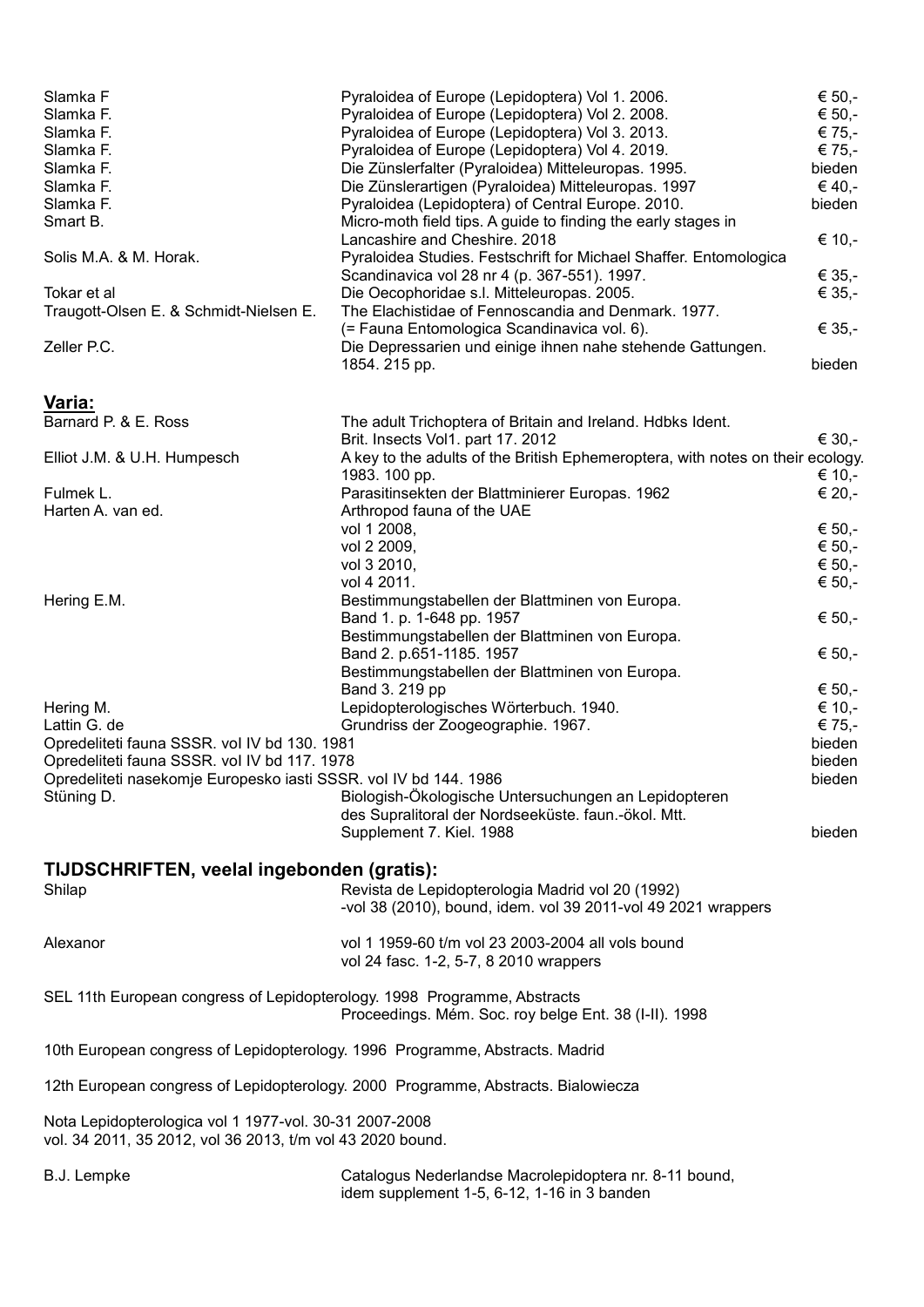| | | |
|---|---|---|
| Slamka F | Pyraloidea of Europe (Lepidoptera) Vol 1. 2006. | € 50,- |
| Slamka F. | Pyraloidea of Europe (Lepidoptera) Vol 2. 2008. | € 50,- |
| Slamka F. | Pyraloidea of Europe (Lepidoptera) Vol 3. 2013. | € 75,- |
| Slamka F. | Pyraloidea of Europe (Lepidoptera) Vol 4. 2019. | € 75,- |
| Slamka F. | Die Zünslerfalter (Pyraloidea) Mitteleuropas. 1995. | bieden |
| Slamka F. | Die Zünslerartigen (Pyraloidea) Mitteleuropas. 1997 | € 40,- |
| Slamka F. | Pyraloidea (Lepidoptera) of Central Europe. 2010. | bieden |
| Smart B. | Micro-moth field tips. A guide to finding the early stages in Lancashire and Cheshire. 2018 | € 10,- |
| Solis M.A. & M. Horak. | Pyraloidea Studies. Festschrift for Michael Shaffer. Entomologica Scandinavica vol 28 nr 4 (p. 367-551). 1997. | € 35,- |
| Tokar et al | Die Oecophoridae s.l. Mitteleuropas. 2005. | € 35,- |
| Traugott-Olsen E. & Schmidt-Nielsen E. | The Elachistidae of Fennoscandia and Denmark. 1977. (= Fauna Entomologica Scandinavica vol. 6). | € 35,- |
| Zeller P.C. | Die Depressarien und einige ihnen nahe stehende Gattungen. 1854. 215 pp. | bieden |

## Varia:

| | | |
|---|---|---|
| Barnard P. & E. Ross | The adult Trichoptera of Britain and Ireland. Hdbks Ident. Brit. Insects Vol1. part 17. 2012 | € 30,- |
| Elliot J.M. & U.H. Humpesch | A key to the adults of the British Ephemeroptera, with notes on their ecology. 1983. 100 pp. | € 10,- |
| Fulmek L. | Parasitinsekten der Blattminierer Europas. 1962 | € 20,- |
| Harten A. van ed. | Arthropod fauna of the UAE | |
| | vol 1 2008, | € 50,- |
| | vol 2 2009, | € 50,- |
| | vol 3 2010, | € 50,- |
| | vol 4 2011. | € 50,- |
| Hering E.M. | Bestimmungstabellen der Blattminen von Europa. Band 1. p. 1-648 pp. 1957 | € 50,- |
| | Bestimmungstabellen der Blattminen von Europa. Band 2. p.651-1185. 1957 | € 50,- |
| | Bestimmungstabellen der Blattminen von Europa. Band 3. 219 pp | € 50,- |
| Hering M. | Lepidopterologisches Wörterbuch. 1940. | € 10,- |
| Lattin G. de | Grundriss der Zoogeographie. 1967. | € 75,- |
| Opredeliteti fauna SSSR. vol IV bd 130. 1981 | | bieden |
| Opredeliteti fauna SSSR. vol IV bd 117. 1978 | | bieden |
| Opredeliteti nasekomje Europesko iasti SSSR. vol IV bd 144. 1986 | | bieden |
| Stüning D. | Biologish-Ökologische Untersuchungen an Lepidopteren des Supralitoral der Nordseeküste. faun.-ökol. Mtt. Supplement 7. Kiel. 1988 | bieden |

## TIJDSCHRIFTEN, veelal ingebonden (gratis):

| | |
|---|---|
| Shilap | Revista de Lepidopterologia Madrid vol 20 (1992) -vol 38 (2010), bound, idem. vol 39 2011-vol 49 2021 wrappers |
| Alexanor | vol 1 1959-60 t/m vol 23 2003-2004 all vols bound vol 24 fasc. 1-2, 5-7, 8 2010 wrappers |

SEL 11th European congress of Lepidopterology. 1998 Programme, Abstracts
Proceedings. Mém. Soc. roy belge Ent. 38 (I-II). 1998

10th European congress of Lepidopterology. 1996 Programme, Abstracts. Madrid

12th European congress of Lepidopterology. 2000 Programme, Abstracts. Bialowiecza

Nota Lepidopterologica vol 1 1977-vol. 30-31 2007-2008
vol. 34 2011, 35 2012, vol 36 2013, t/m vol 43 2020 bound.

| | |
|---|---|
| B.J. Lempke | Catalogus Nederlandse Macrolepidoptera nr. 8-11 bound, idem supplement 1-5, 6-12, 1-16 in 3 banden |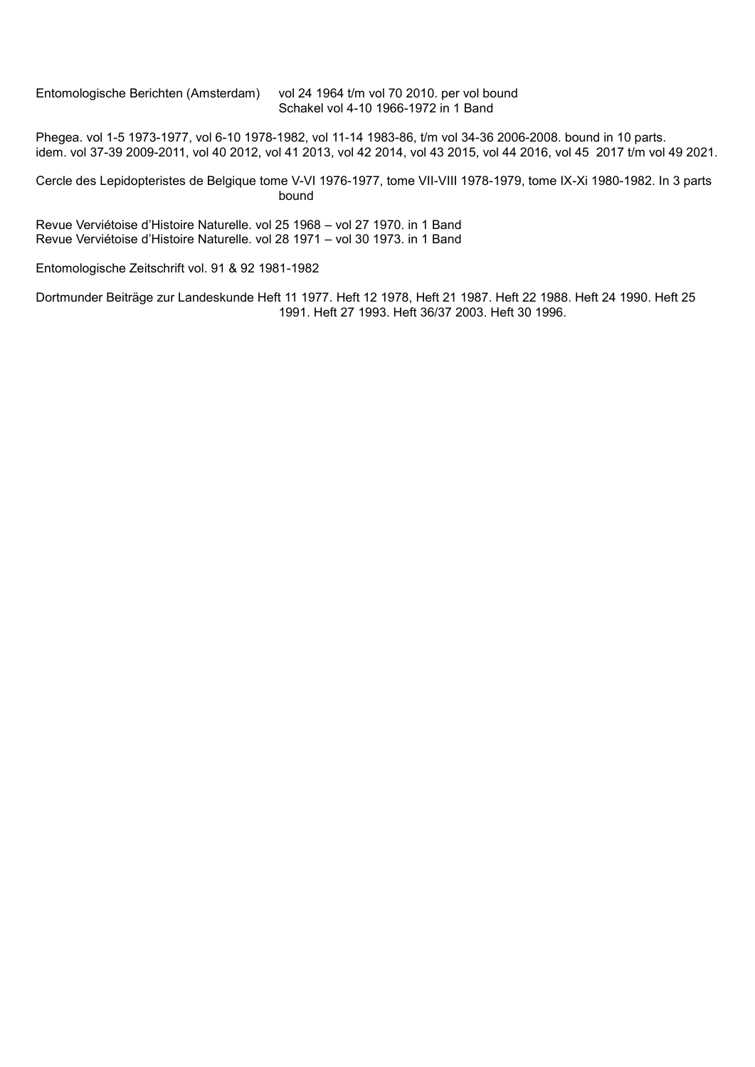Entomologische Berichten (Amsterdam) vol 24 1964 t/m vol 70 2010. per vol bound
Schakel vol 4-10 1966-1972 in 1 Band

Phegea. vol 1-5 1973-1977, vol 6-10 1978-1982, vol 11-14 1983-86, t/m vol 34-36 2006-2008. bound in 10 parts.
idem. vol 37-39 2009-2011, vol 40 2012, vol 41 2013, vol 42 2014, vol 43 2015, vol 44 2016, vol 45 2017 t/m vol 49 2021.

Cercle des Lepidopteristes de Belgique tome V-VI 1976-1977, tome VII-VIII 1978-1979, tome IX-Xi 1980-1982. In 3 parts bound

Revue Verviétoise d'Histoire Naturelle. vol 25 1968 – vol 27 1970. in 1 Band
Revue Verviétoise d'Histoire Naturelle. vol 28 1971 – vol 30 1973. in 1 Band

Entomologische Zeitschrift vol. 91 & 92 1981-1982

Dortmunder Beiträge zur Landeskunde Heft 11 1977. Heft 12 1978, Heft 21 1987. Heft 22 1988. Heft 24 1990. Heft 25 1991. Heft 27 1993. Heft 36/37 2003. Heft 30 1996.